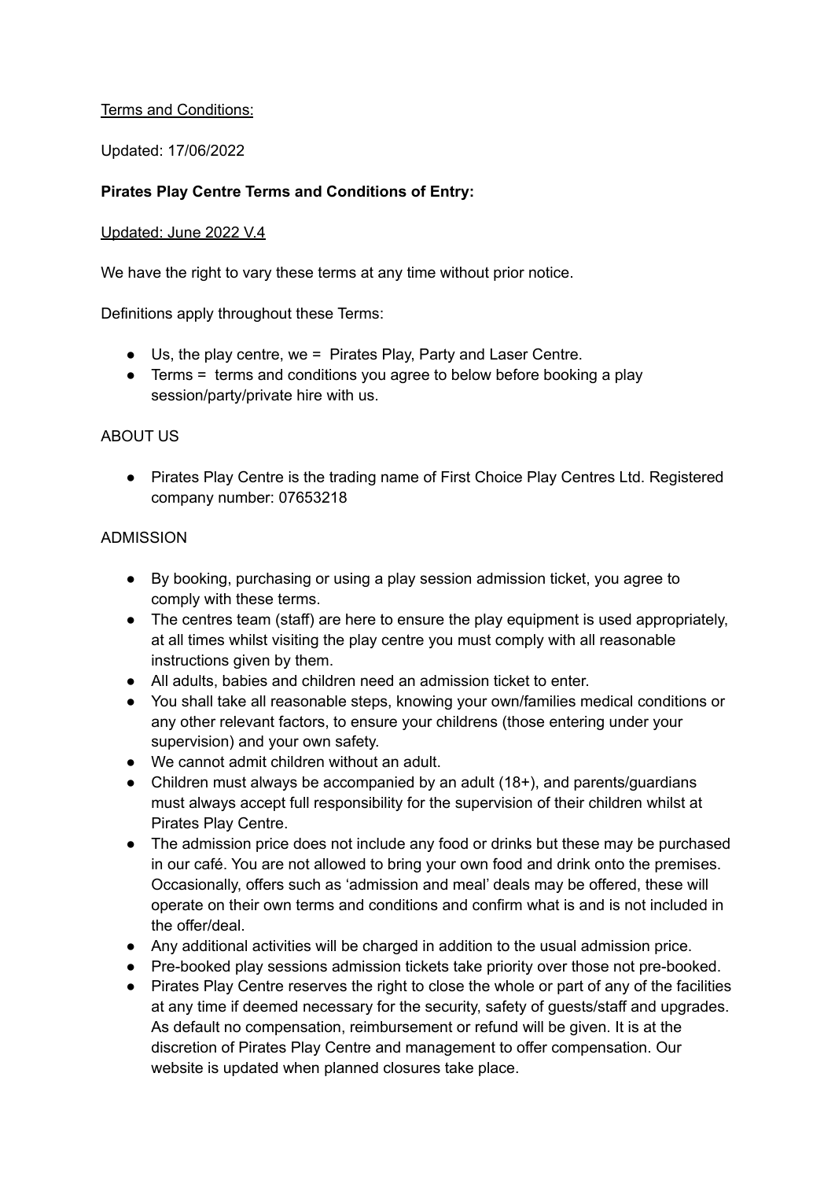Terms and Conditions:

Updated: 17/06/2022

**Pirates Play Centre Terms and Conditions of Entry:**

Updated: June 2022 V.4

We have the right to vary these terms at any time without prior notice.

Definitions apply throughout these Terms:

- Us, the play centre, we = Pirates Play, Party and Laser Centre.
- Terms = terms and conditions you agree to below before booking a play session/party/private hire with us.

ABOUT US

- Pirates Play Centre is the trading name of First Choice Play Centres Ltd. Registered company number: 07653218

ADMISSION

- By booking, purchasing or using a play session admission ticket, you agree to comply with these terms.
- The centres team (staff) are here to ensure the play equipment is used appropriately, at all times whilst visiting the play centre you must comply with all reasonable instructions given by them.
- All adults, babies and children need an admission ticket to enter.
- You shall take all reasonable steps, knowing your own/families medical conditions or any other relevant factors, to ensure your childrens (those entering under your supervision) and your own safety.
- We cannot admit children without an adult.
- Children must always be accompanied by an adult (18+), and parents/guardians must always accept full responsibility for the supervision of their children whilst at Pirates Play Centre.
- The admission price does not include any food or drinks but these may be purchased in our café. You are not allowed to bring your own food and drink onto the premises. Occasionally, offers such as 'admission and meal' deals may be offered, these will operate on their own terms and conditions and confirm what is and is not included in the offer/deal.
- Any additional activities will be charged in addition to the usual admission price.
- Pre-booked play sessions admission tickets take priority over those not pre-booked.
- Pirates Play Centre reserves the right to close the whole or part of any of the facilities at any time if deemed necessary for the security, safety of guests/staff and upgrades. As default no compensation, reimbursement or refund will be given. It is at the discretion of Pirates Play Centre and management to offer compensation. Our website is updated when planned closures take place.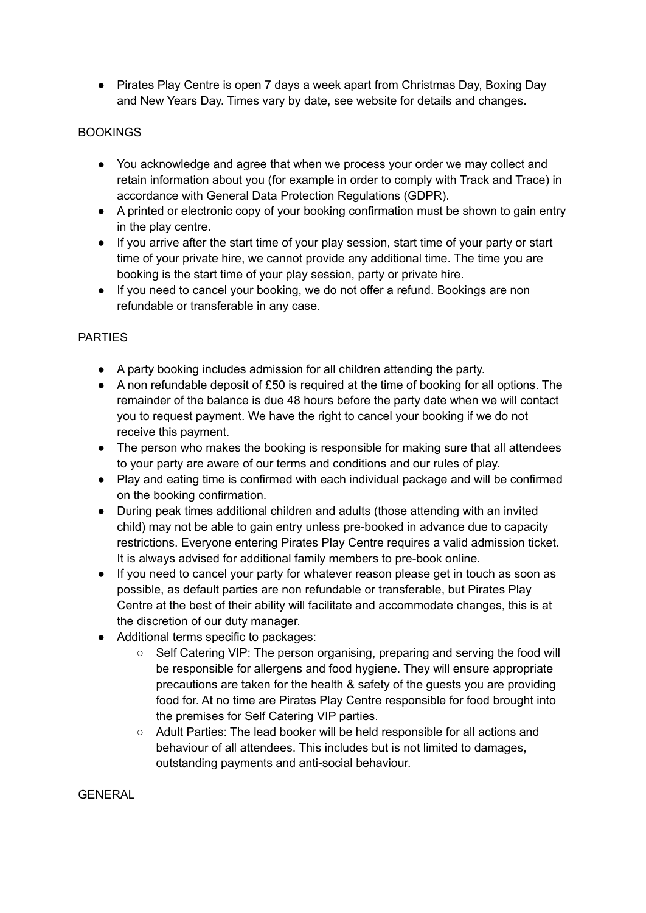- Pirates Play Centre is open 7 days a week apart from Christmas Day, Boxing Day and New Years Day. Times vary by date, see website for details and changes.

## BOOKINGS

- You acknowledge and agree that when we process your order we may collect and retain information about you (for example in order to comply with Track and Trace) in accordance with General Data Protection Regulations (GDPR).
- A printed or electronic copy of your booking confirmation must be shown to gain entry in the play centre.
- If you arrive after the start time of your play session, start time of your party or start time of your private hire, we cannot provide any additional time. The time you are booking is the start time of your play session, party or private hire.
- If you need to cancel your booking, we do not offer a refund. Bookings are non refundable or transferable in any case.

## PARTIES

- A party booking includes admission for all children attending the party.
- A non refundable deposit of £50 is required at the time of booking for all options. The remainder of the balance is due 48 hours before the party date when we will contact you to request payment. We have the right to cancel your booking if we do not receive this payment.
- The person who makes the booking is responsible for making sure that all attendees to your party are aware of our terms and conditions and our rules of play.
- Play and eating time is confirmed with each individual package and will be confirmed on the booking confirmation.
- During peak times additional children and adults (those attending with an invited child) may not be able to gain entry unless pre-booked in advance due to capacity restrictions. Everyone entering Pirates Play Centre requires a valid admission ticket. It is always advised for additional family members to pre-book online.
- If you need to cancel your party for whatever reason please get in touch as soon as possible, as default parties are non refundable or transferable, but Pirates Play Centre at the best of their ability will facilitate and accommodate changes, this is at the discretion of our duty manager.
- Additional terms specific to packages:
    - Self Catering VIP: The person organising, preparing and serving the food will be responsible for allergens and food hygiene. They will ensure appropriate precautions are taken for the health & safety of the guests you are providing food for. At no time are Pirates Play Centre responsible for food brought into the premises for Self Catering VIP parties.
    - Adult Parties: The lead booker will be held responsible for all actions and behaviour of all attendees. This includes but is not limited to damages, outstanding payments and anti-social behaviour.

## GENERAL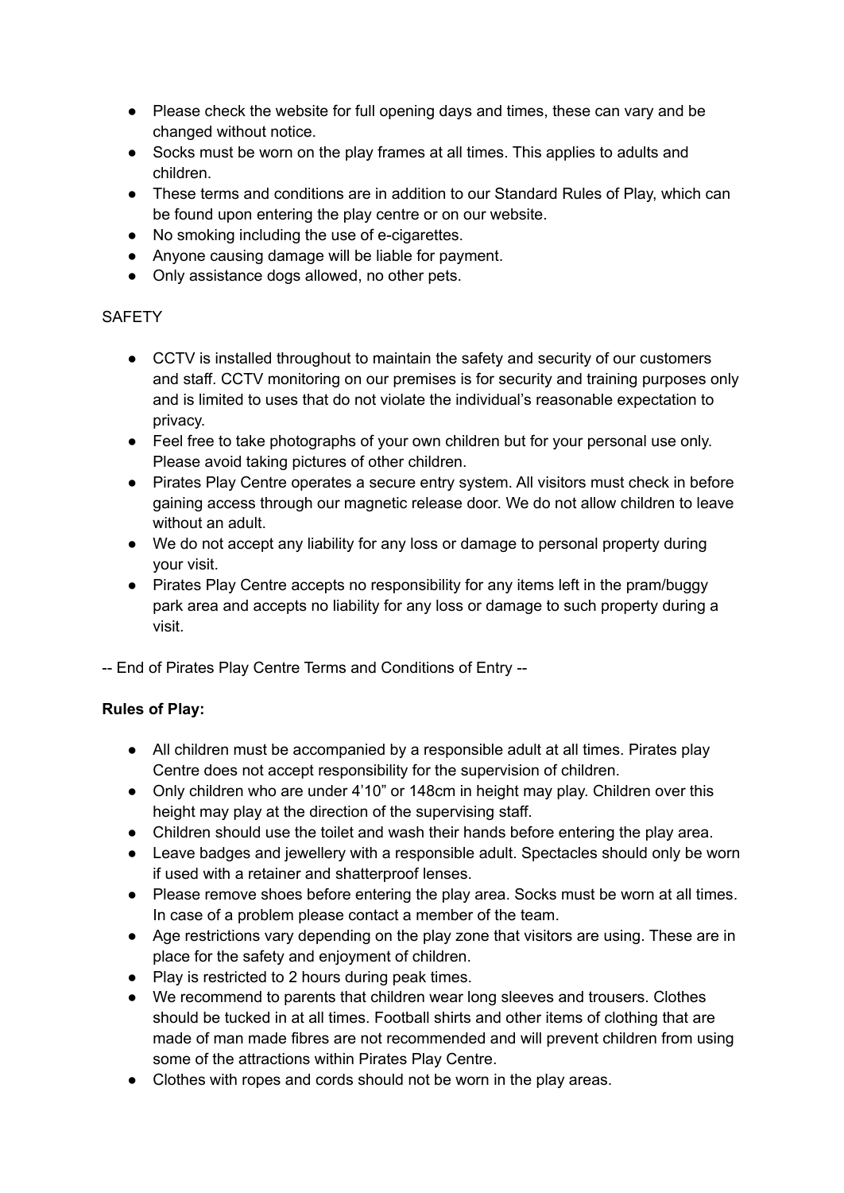- Please check the website for full opening days and times, these can vary and be changed without notice.
- Socks must be worn on the play frames at all times. This applies to adults and children.
- These terms and conditions are in addition to our Standard Rules of Play, which can be found upon entering the play centre or on our website.
- No smoking including the use of e-cigarettes.
- Anyone causing damage will be liable for payment.
- Only assistance dogs allowed, no other pets.

SAFETY

- CCTV is installed throughout to maintain the safety and security of our customers and staff. CCTV monitoring on our premises is for security and training purposes only and is limited to uses that do not violate the individual's reasonable expectation to privacy.
- Feel free to take photographs of your own children but for your personal use only. Please avoid taking pictures of other children.
- Pirates Play Centre operates a secure entry system. All visitors must check in before gaining access through our magnetic release door. We do not allow children to leave without an adult.
- We do not accept any liability for any loss or damage to personal property during your visit.
- Pirates Play Centre accepts no responsibility for any items left in the pram/buggy park area and accepts no liability for any loss or damage to such property during a visit.

-- End of Pirates Play Centre Terms and Conditions of Entry --

**Rules of Play:**

- All children must be accompanied by a responsible adult at all times. Pirates play Centre does not accept responsibility for the supervision of children.
- Only children who are under 4'10" or 148cm in height may play. Children over this height may play at the direction of the supervising staff.
- Children should use the toilet and wash their hands before entering the play area.
- Leave badges and jewellery with a responsible adult. Spectacles should only be worn if used with a retainer and shatterproof lenses.
- Please remove shoes before entering the play area. Socks must be worn at all times. In case of a problem please contact a member of the team.
- Age restrictions vary depending on the play zone that visitors are using. These are in place for the safety and enjoyment of children.
- Play is restricted to 2 hours during peak times.
- We recommend to parents that children wear long sleeves and trousers. Clothes should be tucked in at all times. Football shirts and other items of clothing that are made of man made fibres are not recommended and will prevent children from using some of the attractions within Pirates Play Centre.
- Clothes with ropes and cords should not be worn in the play areas.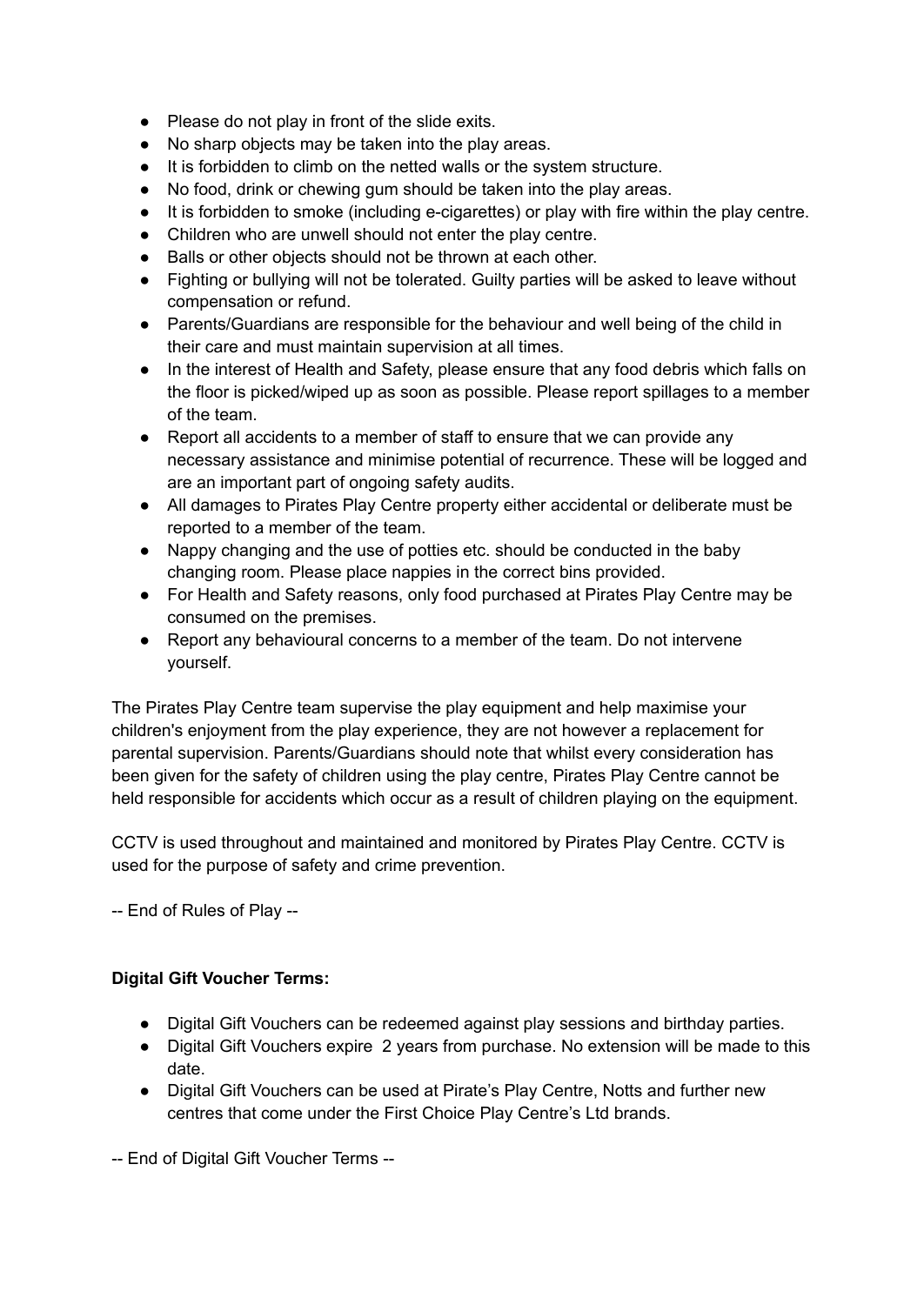- Please do not play in front of the slide exits.
- No sharp objects may be taken into the play areas.
- It is forbidden to climb on the netted walls or the system structure.
- No food, drink or chewing gum should be taken into the play areas.
- It is forbidden to smoke (including e-cigarettes) or play with fire within the play centre.
- Children who are unwell should not enter the play centre.
- Balls or other objects should not be thrown at each other.
- Fighting or bullying will not be tolerated. Guilty parties will be asked to leave without compensation or refund.
- Parents/Guardians are responsible for the behaviour and well being of the child in their care and must maintain supervision at all times.
- In the interest of Health and Safety, please ensure that any food debris which falls on the floor is picked/wiped up as soon as possible. Please report spillages to a member of the team.
- Report all accidents to a member of staff to ensure that we can provide any necessary assistance and minimise potential of recurrence. These will be logged and are an important part of ongoing safety audits.
- All damages to Pirates Play Centre property either accidental or deliberate must be reported to a member of the team.
- Nappy changing and the use of potties etc. should be conducted in the baby changing room. Please place nappies in the correct bins provided.
- For Health and Safety reasons, only food purchased at Pirates Play Centre may be consumed on the premises.
- Report any behavioural concerns to a member of the team. Do not intervene yourself.

The Pirates Play Centre team supervise the play equipment and help maximise your children's enjoyment from the play experience, they are not however a replacement for parental supervision. Parents/Guardians should note that whilst every consideration has been given for the safety of children using the play centre, Pirates Play Centre cannot be held responsible for accidents which occur as a result of children playing on the equipment.

CCTV is used throughout and maintained and monitored by Pirates Play Centre. CCTV is used for the purpose of safety and crime prevention.

-- End of Rules of Play --

**Digital Gift Voucher Terms:**

- Digital Gift Vouchers can be redeemed against play sessions and birthday parties.
- Digital Gift Vouchers expire 2 years from purchase. No extension will be made to this date.
- Digital Gift Vouchers can be used at Pirate's Play Centre, Notts and further new centres that come under the First Choice Play Centre's Ltd brands.

-- End of Digital Gift Voucher Terms --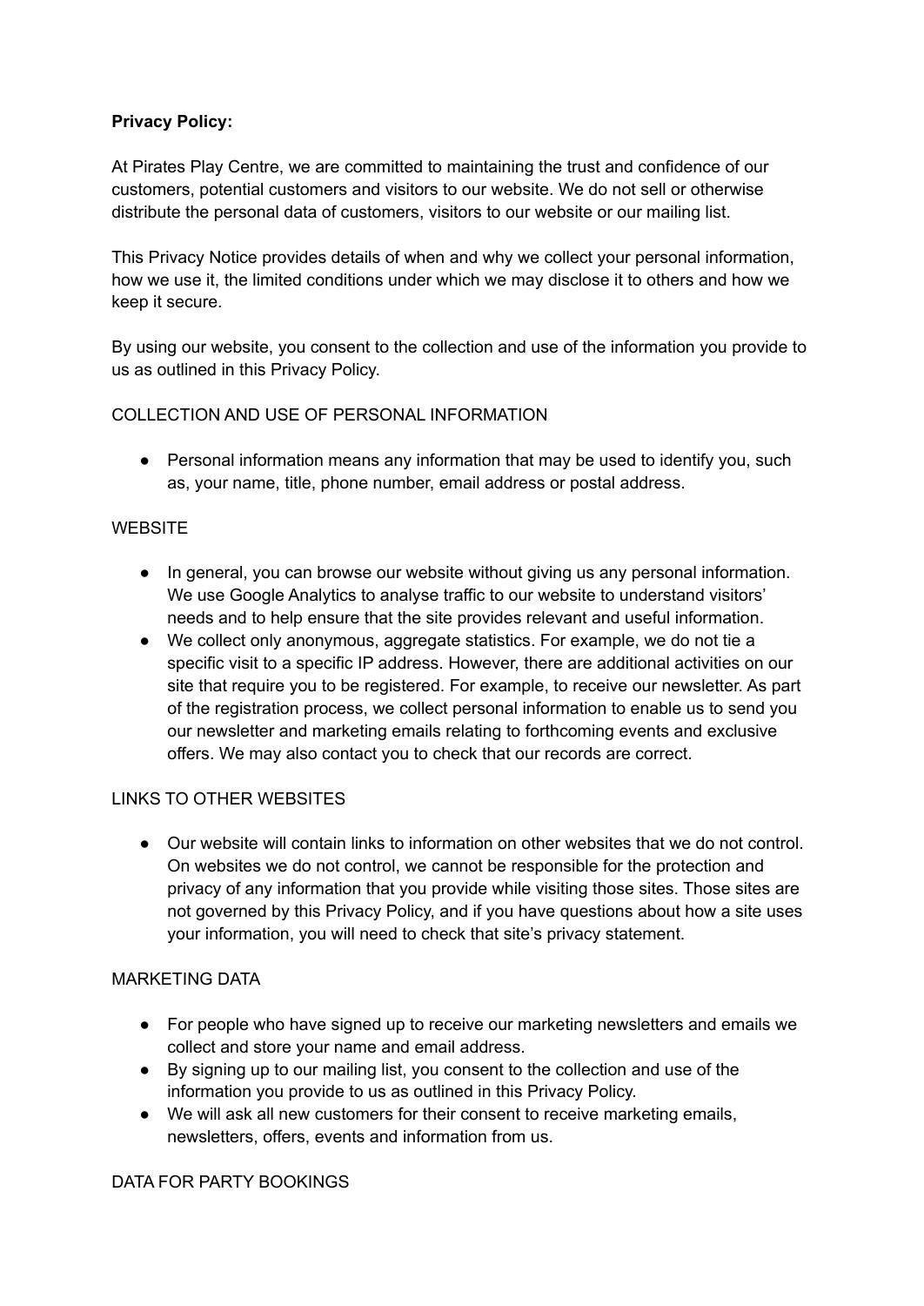**Privacy Policy:**

At Pirates Play Centre, we are committed to maintaining the trust and confidence of our customers, potential customers and visitors to our website. We do not sell or otherwise distribute the personal data of customers, visitors to our website or our mailing list.

This Privacy Notice provides details of when and why we collect your personal information, how we use it, the limited conditions under which we may disclose it to others and how we keep it secure.

By using our website, you consent to the collection and use of the information you provide to us as outlined in this Privacy Policy.

COLLECTION AND USE OF PERSONAL INFORMATION

- Personal information means any information that may be used to identify you, such as, your name, title, phone number, email address or postal address.

WEBSITE

- In general, you can browse our website without giving us any personal information. We use Google Analytics to analyse traffic to our website to understand visitors' needs and to help ensure that the site provides relevant and useful information.
- We collect only anonymous, aggregate statistics. For example, we do not tie a specific visit to a specific IP address. However, there are additional activities on our site that require you to be registered. For example, to receive our newsletter. As part of the registration process, we collect personal information to enable us to send you our newsletter and marketing emails relating to forthcoming events and exclusive offers. We may also contact you to check that our records are correct.

LINKS TO OTHER WEBSITES

- Our website will contain links to information on other websites that we do not control. On websites we do not control, we cannot be responsible for the protection and privacy of any information that you provide while visiting those sites. Those sites are not governed by this Privacy Policy, and if you have questions about how a site uses your information, you will need to check that site's privacy statement.

MARKETING DATA

- For people who have signed up to receive our marketing newsletters and emails we collect and store your name and email address.
- By signing up to our mailing list, you consent to the collection and use of the information you provide to us as outlined in this Privacy Policy.
- We will ask all new customers for their consent to receive marketing emails, newsletters, offers, events and information from us.

DATA FOR PARTY BOOKINGS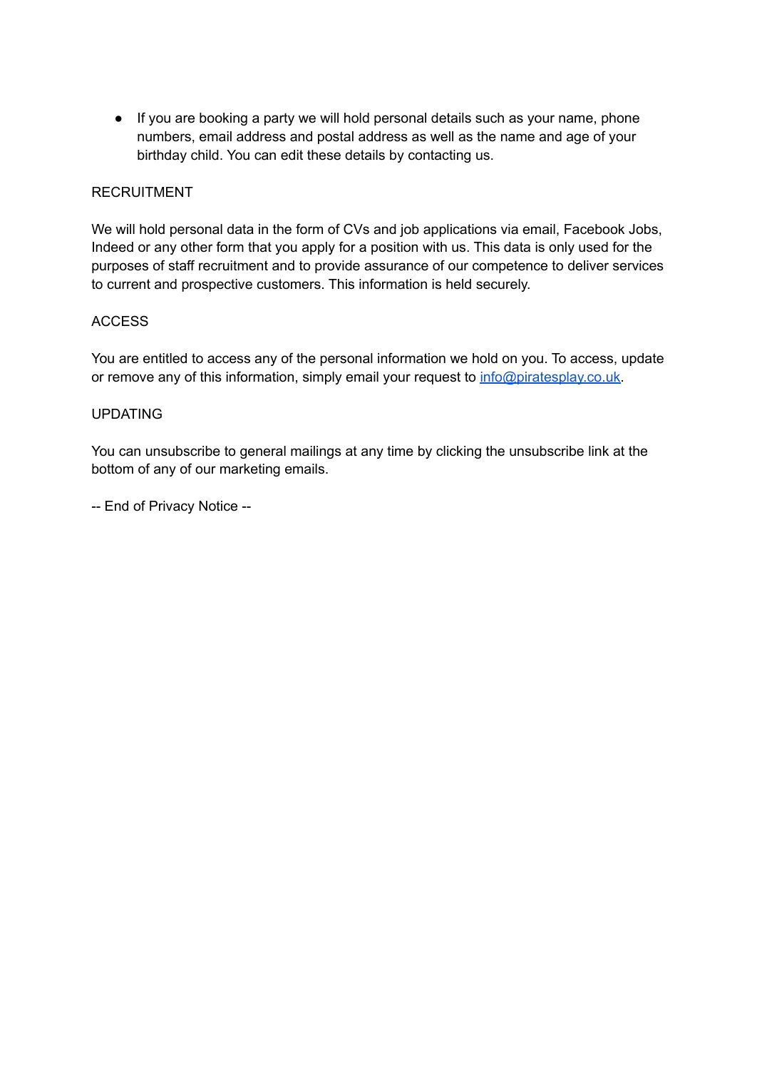- If you are booking a party we will hold personal details such as your name, phone numbers, email address and postal address as well as the name and age of your birthday child. You can edit these details by contacting us.

## RECRUITMENT

We will hold personal data in the form of CVs and job applications via email, Facebook Jobs, Indeed or any other form that you apply for a position with us. This data is only used for the purposes of staff recruitment and to provide assurance of our competence to deliver services to current and prospective customers. This information is held securely.

## ACCESS

You are entitled to access any of the personal information we hold on you. To access, update or remove any of this information, simply email your request to info@piratesplay.co.uk.

## UPDATING

You can unsubscribe to general mailings at any time by clicking the unsubscribe link at the bottom of any of our marketing emails.

-- End of Privacy Notice --